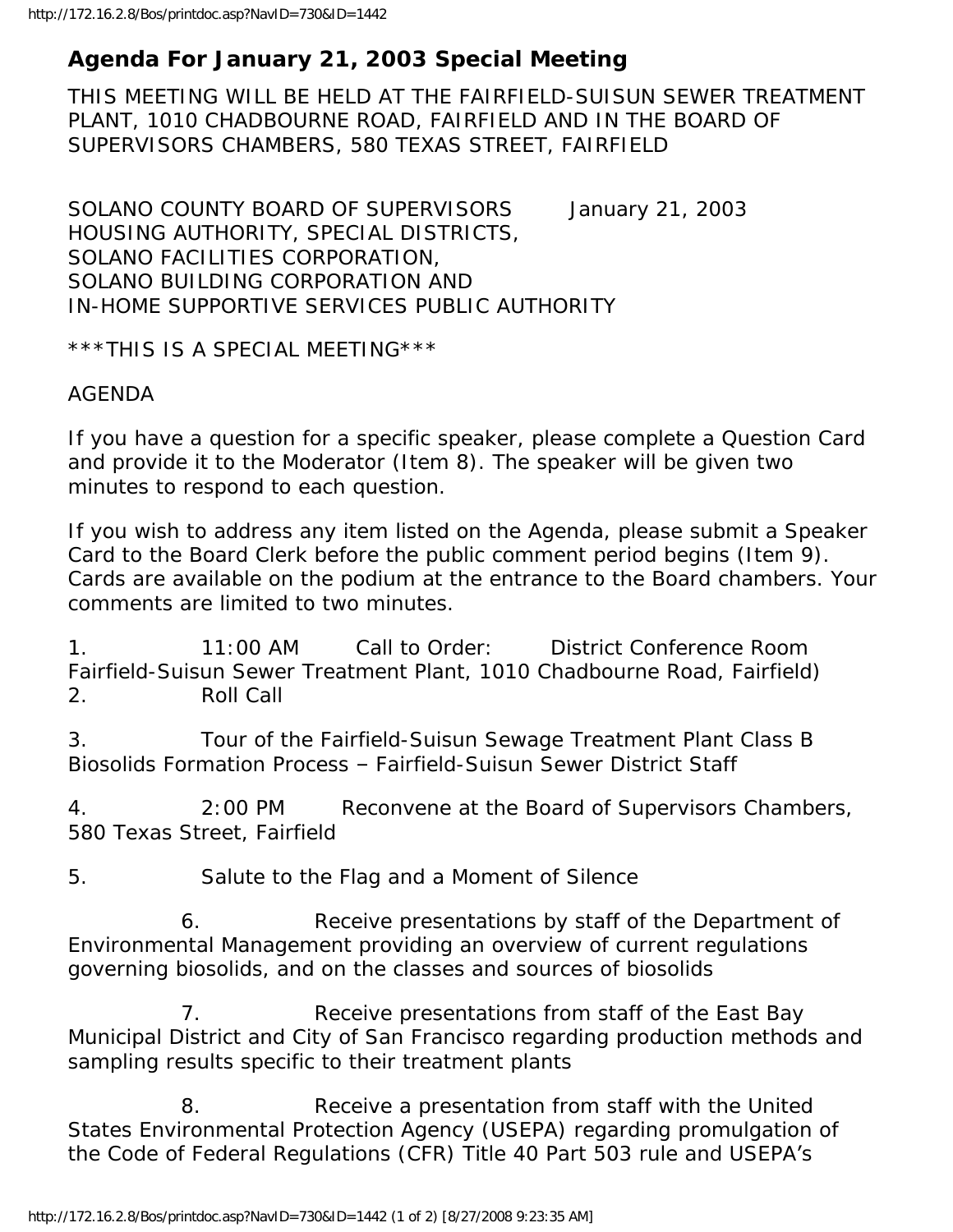# Agenda For January 21, 2003 Special Meeting

THIS MEETING WILL BE HELD AT THE FAIRFIELD-SUISUN SEWER TREATMENT PLANT, 1010 CHADBOURNE ROAD, FAIRFIELD AND IN THE BOARD OF SUPERVISORS CHAMBERS, 580 TEXAS STREET, FAIRFIELD

SOLANO COUNTY BOARD OF SUPERVISORS January 21, 2003
HOUSING AUTHORITY, SPECIAL DISTRICTS,
SOLANO FACILITIES CORPORATION,
SOLANO BUILDING CORPORATION AND
IN-HOME SUPPORTIVE SERVICES PUBLIC AUTHORITY

***THIS IS A SPECIAL MEETING***

AGENDA

If you have a question for a specific speaker, please complete a Question Card and provide it to the Moderator (Item 8). The speaker will be given two minutes to respond to each question.

If you wish to address any item listed on the Agenda, please submit a Speaker Card to the Board Clerk before the public comment period begins (Item 9). Cards are available on the podium at the entrance to the Board chambers. Your comments are limited to two minutes.

1. 11:00 AM Call to Order: District Conference Room Fairfield-Suisun Sewer Treatment Plant, 1010 Chadbourne Road, Fairfield)
2. Roll Call

3. Tour of the Fairfield-Suisun Sewage Treatment Plant Class B Biosolids Formation Process – Fairfield-Suisun Sewer District Staff

4. 2:00 PM Reconvene at the Board of Supervisors Chambers, 580 Texas Street, Fairfield

5. Salute to the Flag and a Moment of Silence

6. Receive presentations by staff of the Department of Environmental Management providing an overview of current regulations governing biosolids, and on the classes and sources of biosolids

7. Receive presentations from staff of the East Bay Municipal District and City of San Francisco regarding production methods and sampling results specific to their treatment plants

8. Receive a presentation from staff with the United States Environmental Protection Agency (USEPA) regarding promulgation of the Code of Federal Regulations (CFR) Title 40 Part 503 rule and USEPA's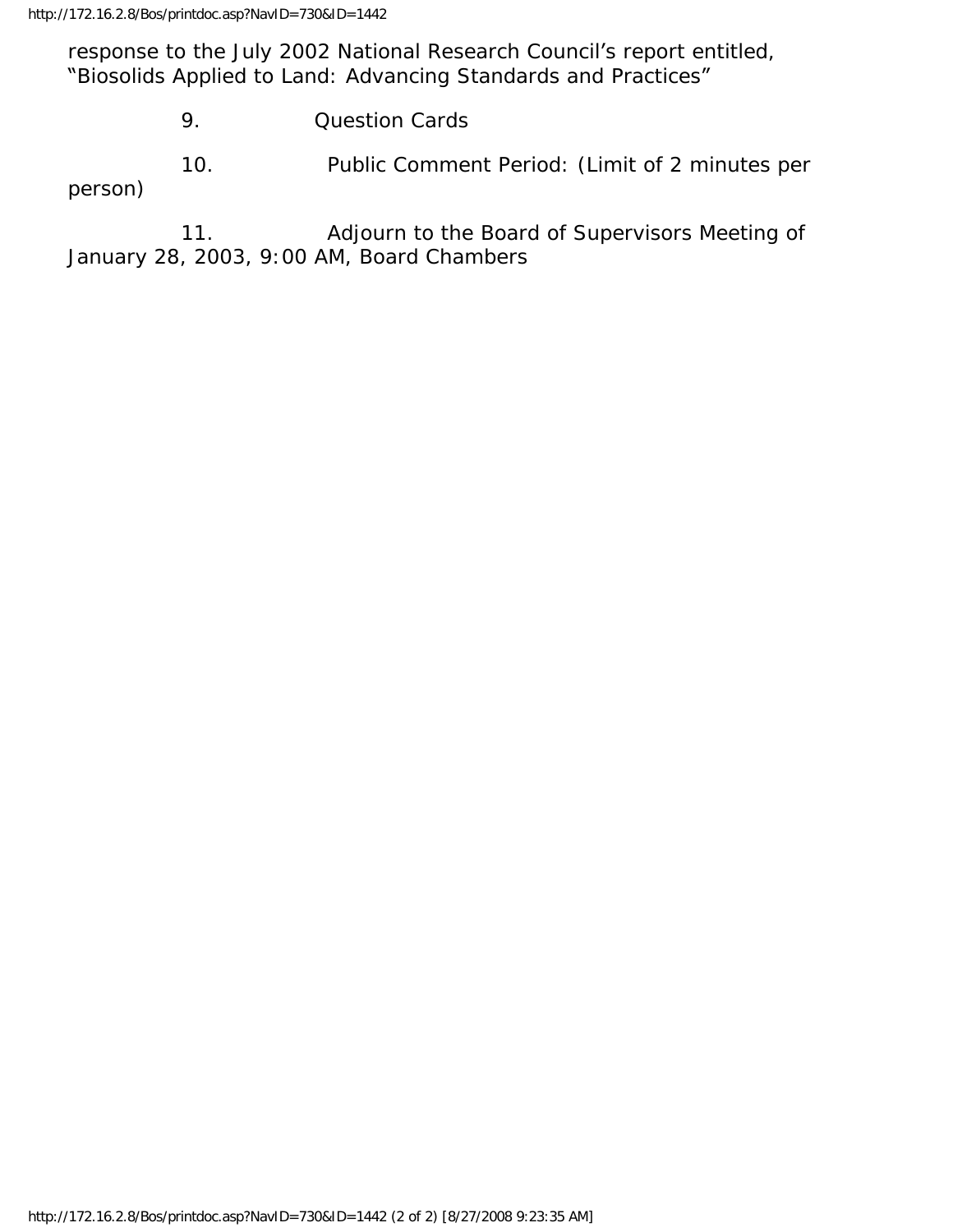response to the July 2002 National Research Council's report entitled, "Biosolids Applied to Land: Advancing Standards and Practices"

9. Question Cards

10. Public Comment Period: (Limit of 2 minutes per person)

11. Adjourn to the Board of Supervisors Meeting of January 28, 2003, 9:00 AM, Board Chambers